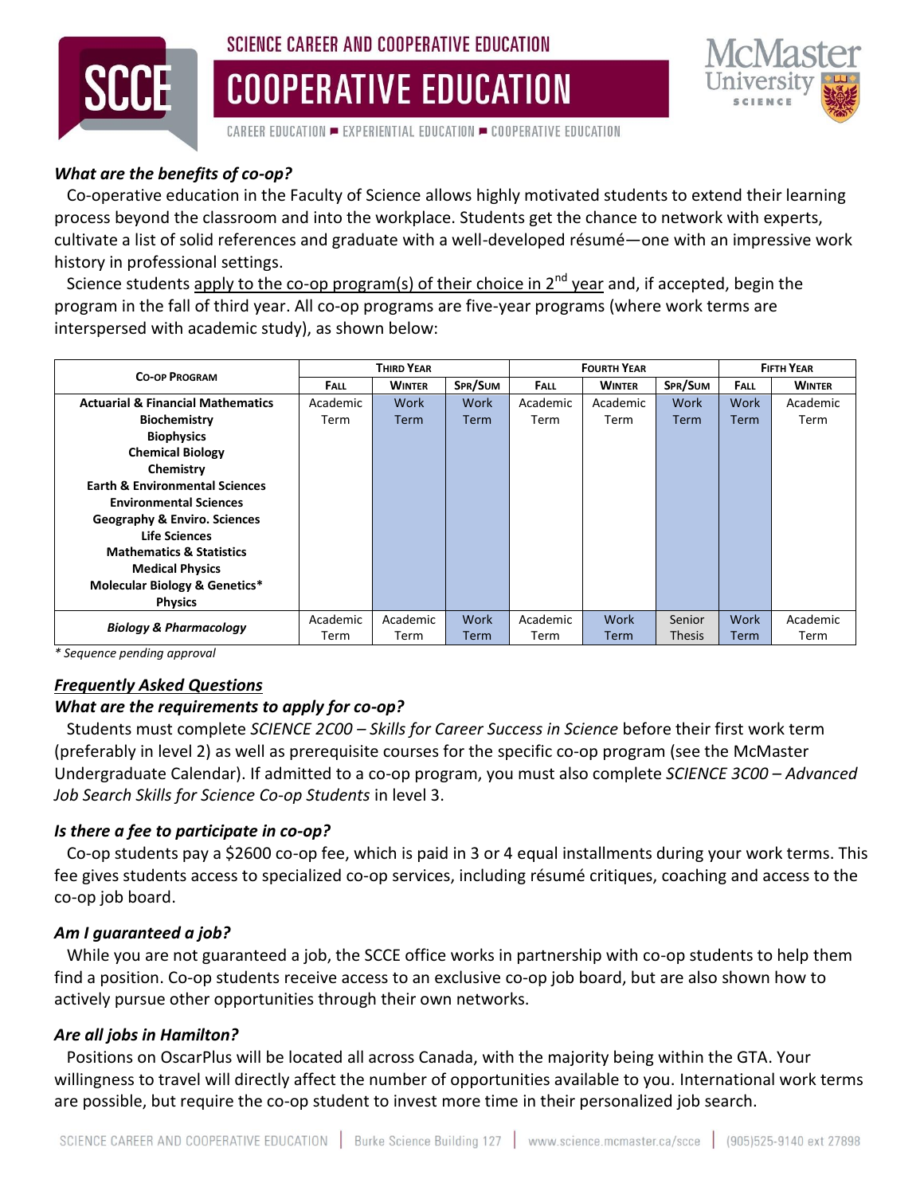# SCIENCE CAREER AND COOPERATIVE EDUCATION

# COOPERATIVE EDUCATION

CAREER EDUCATION ▪ EXPERIENTIAL EDUCATION ▪ COOPERATIVE EDUCATION

McMaster University SCIENCE

### *What are the benefits of co-op?*

Co-operative education in the Faculty of Science allows highly motivated students to extend their learning process beyond the classroom and into the workplace. Students get the chance to network with experts, cultivate a list of solid references and graduate with a well-developed résumé—one with an impressive work history in professional settings.

Science students apply to the co-op program(s) of their choice in 2nd year and, if accepted, begin the program in the fall of third year. All co-op programs are five-year programs (where work terms are interspersed with academic study), as shown below:

| **Co-op Program** | **Third Year** | | | **Fourth Year** | | | **Fifth Year** | |
|---|---|---|---|---|---|---|---|---|
| | **Fall** | **Winter** | **Spr/Sum** | **Fall** | **Winter** | **Spr/Sum** | **Fall** | **Winter** |
| **Actuarial & Financial Mathematics**<br>**Biochemistry**<br>**Biophysics**<br>**Chemical Biology**<br>**Chemistry**<br>**Earth & Environmental Sciences**<br>**Environmental Sciences**<br>**Geography & Enviro. Sciences**<br>**Life Sciences**<br>**Mathematics & Statistics**<br>**Medical Physics**<br>**Molecular Biology & Genetics***<br>**Physics** | Academic Term | Work Term | Work Term | Academic Term | Academic Term | Work Term | Work Term | Academic Term |
| ***Biology & Pharmacology*** | Academic Term | Academic Term | Work Term | Academic Term | Work Term | Senior Thesis | Work Term | Academic Term |

*\* Sequence pending approval*

## ***Frequently Asked Questions***

### *What are the requirements to apply for co-op?*

Students must complete *SCIENCE 2C00 – Skills for Career Success in Science* before their first work term (preferably in level 2) as well as prerequisite courses for the specific co-op program (see the McMaster Undergraduate Calendar). If admitted to a co-op program, you must also complete *SCIENCE 3C00 – Advanced Job Search Skills for Science Co-op Students* in level 3.

### *Is there a fee to participate in co-op?*

Co-op students pay a $2600 co-op fee, which is paid in 3 or 4 equal installments during your work terms. This fee gives students access to specialized co-op services, including résumé critiques, coaching and access to the co-op job board.

### *Am I guaranteed a job?*

While you are not guaranteed a job, the SCCE office works in partnership with co-op students to help them find a position. Co-op students receive access to an exclusive co-op job board, but are also shown how to actively pursue other opportunities through their own networks.

### *Are all jobs in Hamilton?*

Positions on OscarPlus will be located all across Canada, with the majority being within the GTA. Your willingness to travel will directly affect the number of opportunities available to you. International work terms are possible, but require the co-op student to invest more time in their personalized job search.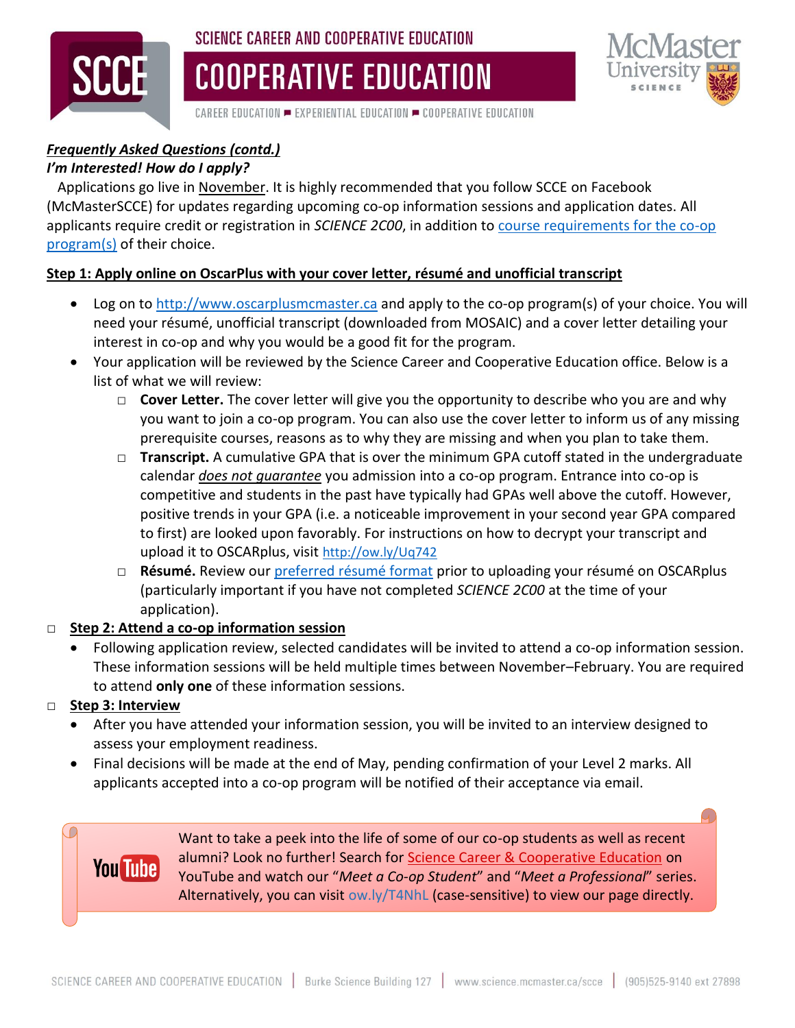***Frequently Asked Questions (contd.)***

***I'm Interested! How do I apply?***

Applications go live in November. It is highly recommended that you follow SCCE on Facebook (McMasterSCCE) for updates regarding upcoming co-op information sessions and application dates. All applicants require credit or registration in *SCIENCE 2C00*, in addition to course requirements for the co-op program(s) of their choice.

**Step 1: Apply online on OscarPlus with your cover letter, résumé and unofficial transcript**

- Log on to http://www.oscarplusmcmaster.ca and apply to the co-op program(s) of your choice. You will need your résumé, unofficial transcript (downloaded from MOSAIC) and a cover letter detailing your interest in co-op and why you would be a good fit for the program.
- Your application will be reviewed by the Science Career and Cooperative Education office. Below is a list of what we will review:
  - **Cover Letter.** The cover letter will give you the opportunity to describe who you are and why you want to join a co-op program. You can also use the cover letter to inform us of any missing prerequisite courses, reasons as to why they are missing and when you plan to take them.
  - **Transcript.** A cumulative GPA that is over the minimum GPA cutoff stated in the undergraduate calendar ***does not guarantee*** you admission into a co-op program. Entrance into co-op is competitive and students in the past have typically had GPAs well above the cutoff. However, positive trends in your GPA (i.e. a noticeable improvement in your second year GPA compared to first) are looked upon favorably. For instructions on how to decrypt your transcript and upload it to OSCARplus, visit http://ow.ly/Uq742
  - **Résumé.** Review our preferred résumé format prior to uploading your résumé on OSCARplus (particularly important if you have not completed *SCIENCE 2C00* at the time of your application).

**Step 2: Attend a co-op information session**

- Following application review, selected candidates will be invited to attend a co-op information session. These information sessions will be held multiple times between November–February. You are required to attend **only one** of these information sessions.

**Step 3: Interview**

- After you have attended your information session, you will be invited to an interview designed to assess your employment readiness.
- Final decisions will be made at the end of May, pending confirmation of your Level 2 marks. All applicants accepted into a co-op program will be notified of their acceptance via email.

Want to take a peek into the life of some of our co-op students as well as recent alumni? Look no further! Search for Science Career & Cooperative Education on YouTube and watch our "*Meet a Co-op Student*" and "*Meet a Professional*" series. Alternatively, you can visit ow.ly/T4NhL (case-sensitive) to view our page directly.